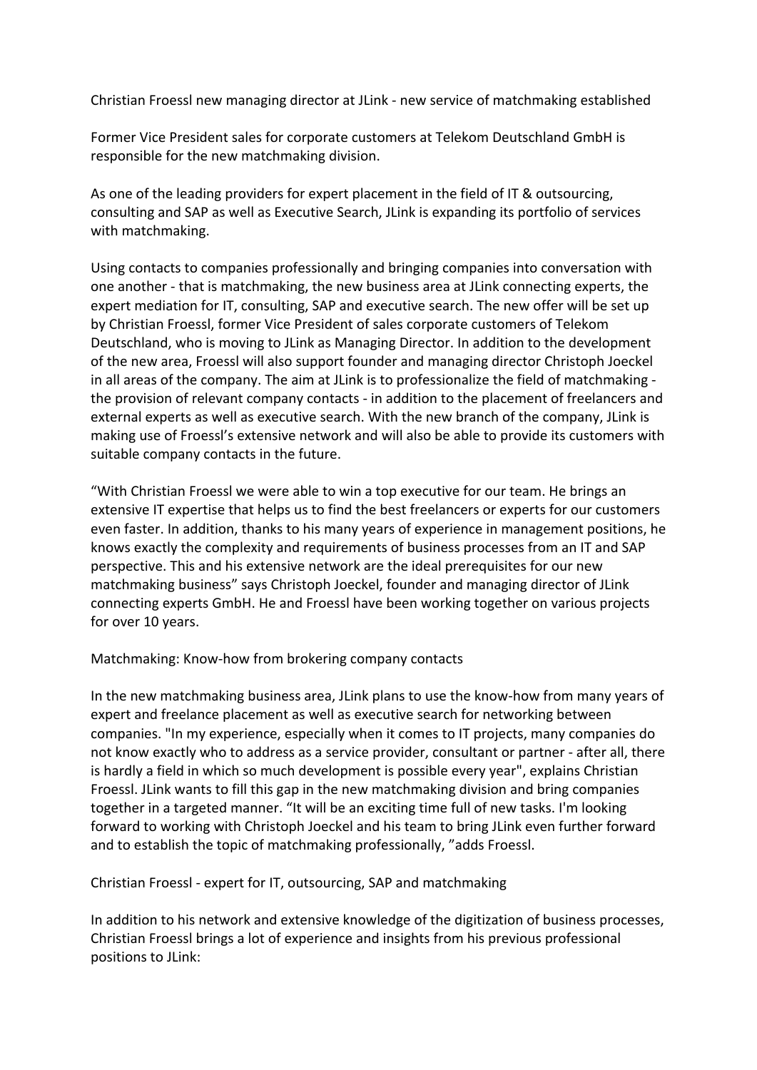# Christian Froessl new managing director at JLink - new service of matchmaking established

Former Vice President sales for corporate customers at Telekom Deutschland GmbH is responsible for the new matchmaking division.

As one of the leading providers for expert placement in the field of IT & outsourcing, consulting and SAP as well as Executive Search, JLink is expanding its portfolio of services with matchmaking.

Using contacts to companies professionally and bringing companies into conversation with one another - that is matchmaking, the new business area at JLink connecting experts, the expert mediation for IT, consulting, SAP and executive search. The new offer will be set up by Christian Froessl, former Vice President of sales corporate customers of Telekom Deutschland, who is moving to JLink as Managing Director. In addition to the development of the new area, Froessl will also support founder and managing director Christoph Joeckel in all areas of the company. The aim at JLink is to professionalize the field of matchmaking - the provision of relevant company contacts - in addition to the placement of freelancers and external experts as well as executive search. With the new branch of the company, JLink is making use of Froessl's extensive network and will also be able to provide its customers with suitable company contacts in the future.

"With Christian Froessl we were able to win a top executive for our team. He brings an extensive IT expertise that helps us to find the best freelancers or experts for our customers even faster. In addition, thanks to his many years of experience in management positions, he knows exactly the complexity and requirements of business processes from an IT and SAP perspective. This and his extensive network are the ideal prerequisites for our new matchmaking business" says Christoph Joeckel, founder and managing director of JLink connecting experts GmbH. He and Froessl have been working together on various projects for over 10 years.

## Matchmaking: Know-how from brokering company contacts

In the new matchmaking business area, JLink plans to use the know-how from many years of expert and freelance placement as well as executive search for networking between companies. "In my experience, especially when it comes to IT projects, many companies do not know exactly who to address as a service provider, consultant or partner - after all, there is hardly a field in which so much development is possible every year", explains Christian Froessl. JLink wants to fill this gap in the new matchmaking division and bring companies together in a targeted manner. "It will be an exciting time full of new tasks. I'm looking forward to working with Christoph Joeckel and his team to bring JLink even further forward and to establish the topic of matchmaking professionally, "adds Froessl.

## Christian Froessl - expert for IT, outsourcing, SAP and matchmaking

In addition to his network and extensive knowledge of the digitization of business processes, Christian Froessl brings a lot of experience and insights from his previous professional positions to JLink: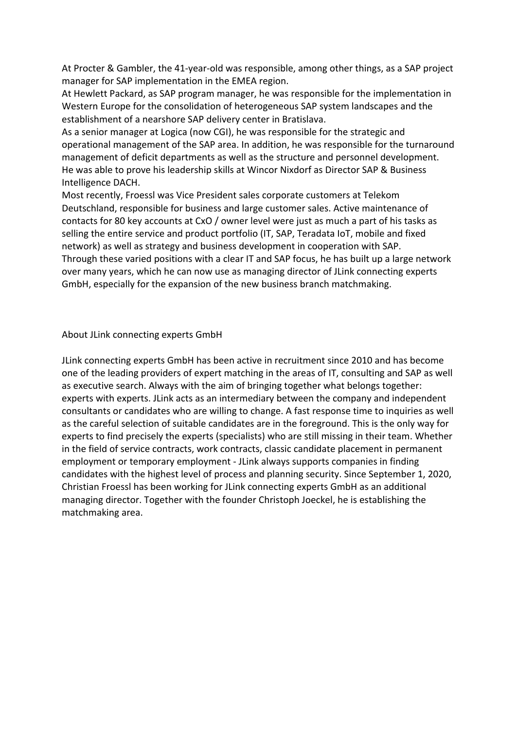At Procter & Gambler, the 41-year-old was responsible, among other things, as a SAP project manager for SAP implementation in the EMEA region.
At Hewlett Packard, as SAP program manager, he was responsible for the implementation in Western Europe for the consolidation of heterogeneous SAP system landscapes and the establishment of a nearshore SAP delivery center in Bratislava.
As a senior manager at Logica (now CGI), he was responsible for the strategic and operational management of the SAP area. In addition, he was responsible for the turnaround management of deficit departments as well as the structure and personnel development.
He was able to prove his leadership skills at Wincor Nixdorf as Director SAP & Business Intelligence DACH.
Most recently, Froessl was Vice President sales corporate customers at Telekom Deutschland, responsible for business and large customer sales. Active maintenance of contacts for 80 key accounts at CxO / owner level were just as much a part of his tasks as selling the entire service and product portfolio (IT, SAP, Teradata IoT, mobile and fixed network) as well as strategy and business development in cooperation with SAP.
Through these varied positions with a clear IT and SAP focus, he has built up a large network over many years, which he can now use as managing director of JLink connecting experts GmbH, especially for the expansion of the new business branch matchmaking.

About JLink connecting experts GmbH

JLink connecting experts GmbH has been active in recruitment since 2010 and has become one of the leading providers of expert matching in the areas of IT, consulting and SAP as well as executive search. Always with the aim of bringing together what belongs together: experts with experts. JLink acts as an intermediary between the company and independent consultants or candidates who are willing to change. A fast response time to inquiries as well as the careful selection of suitable candidates are in the foreground. This is the only way for experts to find precisely the experts (specialists) who are still missing in their team. Whether in the field of service contracts, work contracts, classic candidate placement in permanent employment or temporary employment - JLink always supports companies in finding candidates with the highest level of process and planning security. Since September 1, 2020, Christian Froessl has been working for JLink connecting experts GmbH as an additional managing director. Together with the founder Christoph Joeckel, he is establishing the matchmaking area.